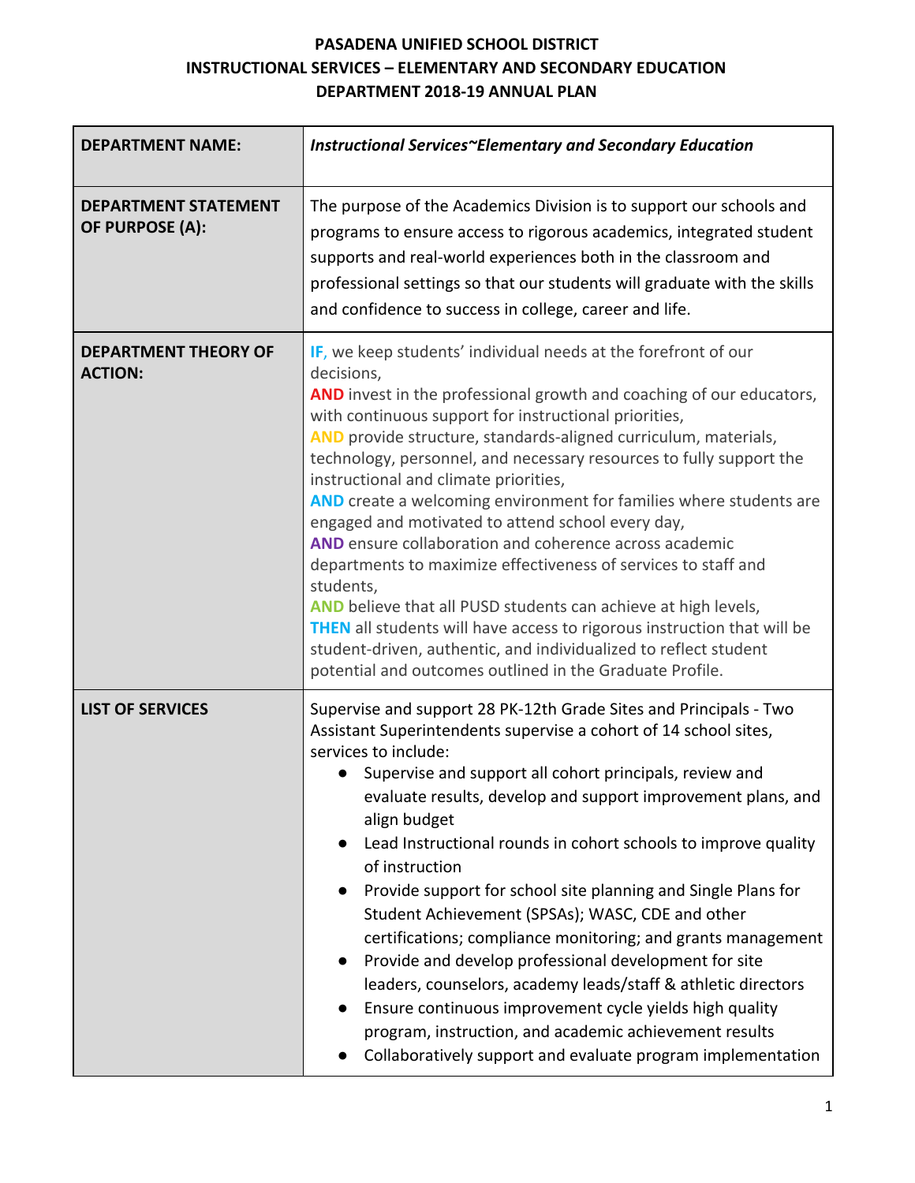**PASADENA UNIFIED SCHOOL DISTRICT**
**INSTRUCTIONAL SERVICES – ELEMENTARY AND SECONDARY EDUCATION**
**DEPARTMENT 2018-19 ANNUAL PLAN**

| **DEPARTMENT NAME:** | ***Instructional Services~Elementary and Secondary Education*** |
|---|---|
| **DEPARTMENT STATEMENT OF PURPOSE (A):** | The purpose of the Academics Division is to support our schools and programs to ensure access to rigorous academics, integrated student supports and real-world experiences both in the classroom and professional settings so that our students will graduate with the skills and confidence to success in college, career and life. |
| **DEPARTMENT THEORY OF ACTION:** | **IF**, we keep students' individual needs at the forefront of our decisions,<br>**AND** invest in the professional growth and coaching of our educators, with continuous support for instructional priorities,<br>**AND** provide structure, standards-aligned curriculum, materials, technology, personnel, and necessary resources to fully support the instructional and climate priorities,<br>**AND** create a welcoming environment for families where students are engaged and motivated to attend school every day,<br>**AND** ensure collaboration and coherence across academic departments to maximize effectiveness of services to staff and students,<br>**AND** believe that all PUSD students can achieve at high levels,<br>**THEN** all students will have access to rigorous instruction that will be student-driven, authentic, and individualized to reflect student potential and outcomes outlined in the Graduate Profile. |
| **LIST OF SERVICES** | Supervise and support 28 PK-12th Grade Sites and Principals - Two Assistant Superintendents supervise a cohort of 14 school sites, services to include:<br>● Supervise and support all cohort principals, review and evaluate results, develop and support improvement plans, and align budget<br>● Lead Instructional rounds in cohort schools to improve quality of instruction<br>● Provide support for school site planning and Single Plans for Student Achievement (SPSAs); WASC, CDE and other certifications; compliance monitoring; and grants management<br>● Provide and develop professional development for site leaders, counselors, academy leads/staff & athletic directors<br>● Ensure continuous improvement cycle yields high quality program, instruction, and academic achievement results<br>● Collaboratively support and evaluate program implementation |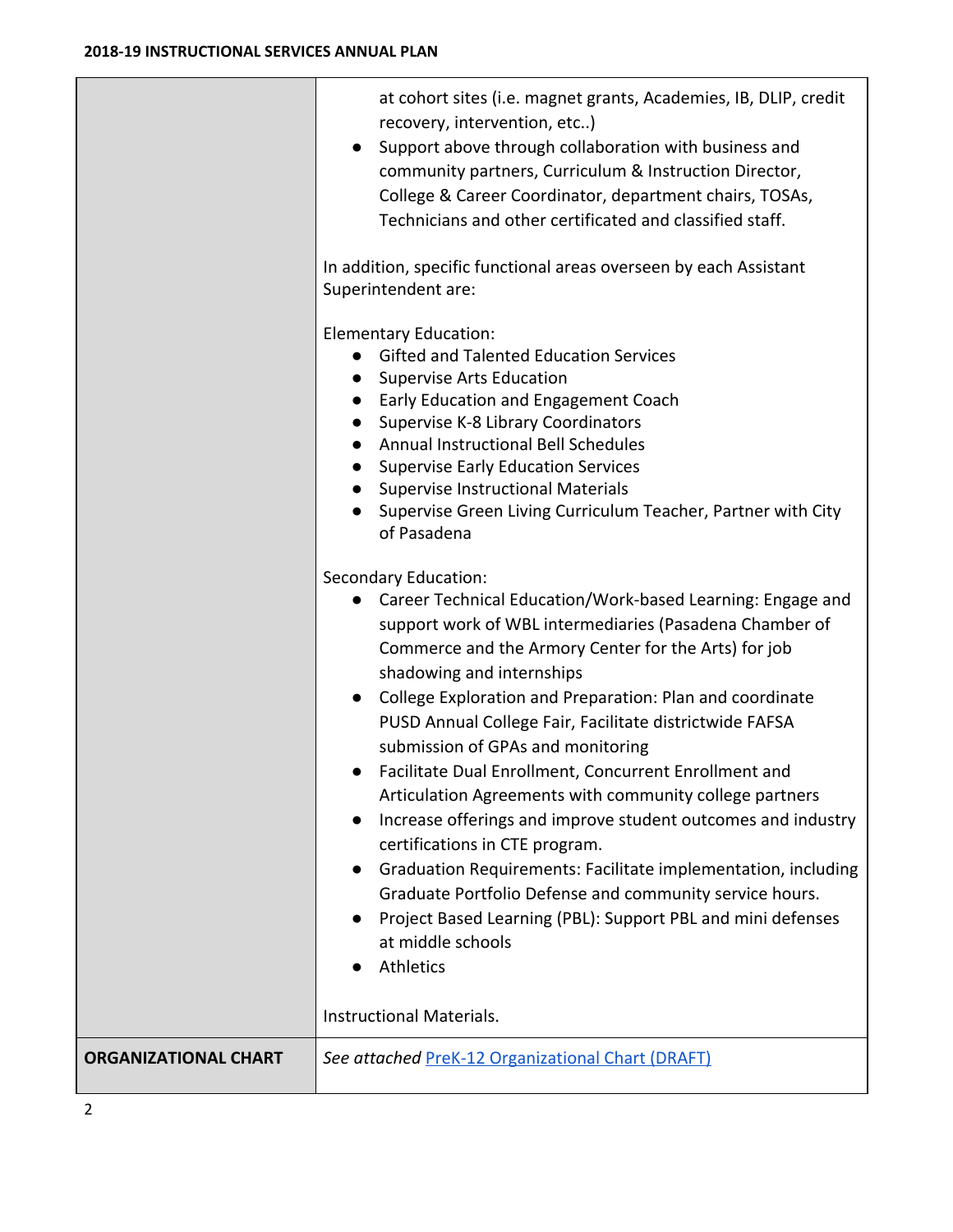| | |
|---|---|
| | at cohort sites (i.e. magnet grants, Academies, IB, DLIP, credit recovery, intervention, etc..)<br>● Support above through collaboration with business and community partners, Curriculum & Instruction Director, College & Career Coordinator, department chairs, TOSAs, Technicians and other certificated and classified staff.<br><br>In addition, specific functional areas overseen by each Assistant Superintendent are:<br><br>Elementary Education:<br>● Gifted and Talented Education Services<br>● Supervise Arts Education<br>● Early Education and Engagement Coach<br>● Supervise K-8 Library Coordinators<br>● Annual Instructional Bell Schedules<br>● Supervise Early Education Services<br>● Supervise Instructional Materials<br>● Supervise Green Living Curriculum Teacher, Partner with City of Pasadena<br><br>Secondary Education:<br>● Career Technical Education/Work-based Learning: Engage and support work of WBL intermediaries (Pasadena Chamber of Commerce and the Armory Center for the Arts) for job shadowing and internships<br>● College Exploration and Preparation: Plan and coordinate PUSD Annual College Fair, Facilitate districtwide FAFSA submission of GPAs and monitoring<br>● Facilitate Dual Enrollment, Concurrent Enrollment and Articulation Agreements with community college partners<br>● Increase offerings and improve student outcomes and industry certifications in CTE program.<br>● Graduation Requirements: Facilitate implementation, including Graduate Portfolio Defense and community service hours.<br>● Project Based Learning (PBL): Support PBL and mini defenses at middle schools<br>● Athletics<br><br>Instructional Materials. |
| **ORGANIZATIONAL CHART** | *See attached* PreK-12 Organizational Chart (DRAFT) |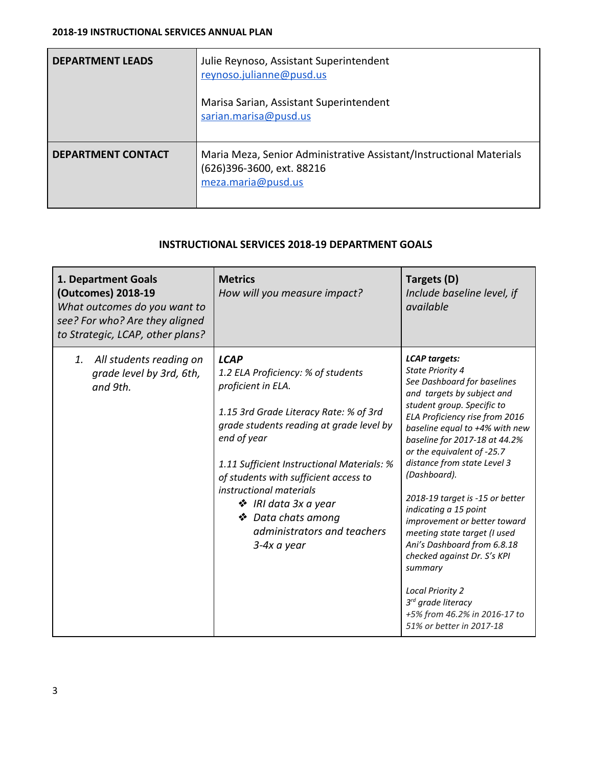| DEPARTMENT LEADS | Julie Reynoso, Assistant Superintendent<br>reynoso.julianne@pusd.us<br><br>Marisa Sarian, Assistant Superintendent<br>sarian.marisa@pusd.us |
|---|---|
| DEPARTMENT CONTACT | Maria Meza, Senior Administrative Assistant/Instructional Materials<br>(626)396-3600, ext. 88216<br>meza.maria@pusd.us |

## INSTRUCTIONAL SERVICES 2018-19 DEPARTMENT GOALS

| **1. Department Goals (Outcomes) 2018-19**<br>*What outcomes do you want to see? For who? Are they aligned to Strategic, LCAP, other plans?* | **Metrics**<br>*How will you measure impact?* | **Targets (D)**<br>*Include baseline level, if available* |
|---|---|---|
| *1. All students reading on grade level by 3rd, 6th, and 9th.* | ***LCAP***<br>*1.2 ELA Proficiency: % of students proficient in ELA.*<br><br>*1.15 3rd Grade Literacy Rate: % of 3rd grade students reading at grade level by end of year*<br><br>*1.11 Sufficient Instructional Materials: % of students with sufficient access to instructional materials*<br>❖ *IRI data 3x a year*<br>❖ *Data chats among administrators and teachers 3-4x a year* | ***LCAP targets:***<br>*State Priority 4*<br>*See Dashboard for baselines and targets by subject and student group. Specific to ELA Proficiency rise from 2016 baseline equal to +4% with new baseline for 2017-18 at 44.2% or the equivalent of -25.7 distance from state Level 3 (Dashboard).*<br><br>*2018-19 target is -15 or better indicating a 15 point improvement or better toward meeting state target (I used Ani's Dashboard from 6.8.18 checked against Dr. S's KPI summary*<br><br>*Local Priority 2*<br>*3rd grade literacy*<br>*+5% from 46.2% in 2016-17 to 51% or better in 2017-18* |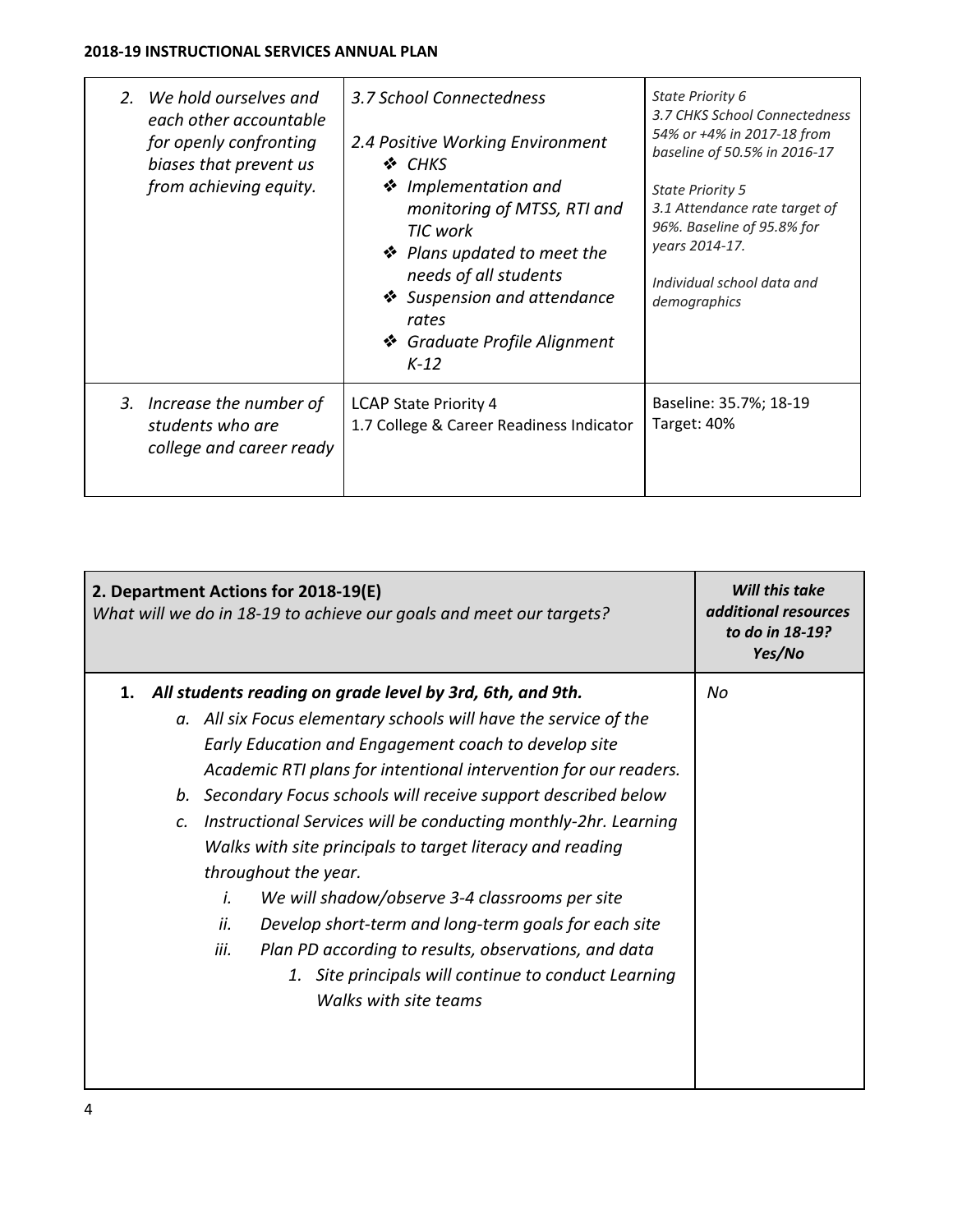| | | |
|---|---|---|
| 2. *We hold ourselves and each other accountable for openly confronting biases that prevent us from achieving equity.* | *3.7 School Connectedness*<br><br>*2.4 Positive Working Environment*<br>❖ *CHKS*<br>❖ *Implementation and monitoring of MTSS, RTI and TIC work*<br>❖ *Plans updated to meet the needs of all students*<br>❖ *Suspension and attendance rates*<br>❖ *Graduate Profile Alignment K-12* | *State Priority 6*<br>*3.7 CHKS School Connectedness 54% or +4% in 2017-18 from baseline of 50.5% in 2016-17*<br><br>*State Priority 5*<br>*3.1 Attendance rate target of 96%. Baseline of 95.8% for years 2014-17.*<br><br>*Individual school data and demographics* |
| 3. *Increase the number of students who are college and career ready* | LCAP State Priority 4<br>1.7 College & Career Readiness Indicator | Baseline: 35.7%; 18-19 Target: 40% |

| **2. Department Actions for 2018-19(E)**<br>*What will we do in 18-19 to achieve our goals and meet our targets?* | ***Will this take additional resources to do in 18-19? Yes/No*** |
|---|---|
| **1. *All students reading on grade level by 3rd, 6th, and 9th.***<br>a. *All six Focus elementary schools will have the service of the Early Education and Engagement coach to develop site Academic RTI plans for intentional intervention for our readers.*<br>b. *Secondary Focus schools will receive support described below*<br>c. *Instructional Services will be conducting monthly-2hr. Learning Walks with site principals to target literacy and reading throughout the year.*<br>i. *We will shadow/observe 3-4 classrooms per site*<br>ii. *Develop short-term and long-term goals for each site*<br>iii. *Plan PD according to results, observations, and data*<br>1. *Site principals will continue to conduct Learning Walks with site teams* | *No* |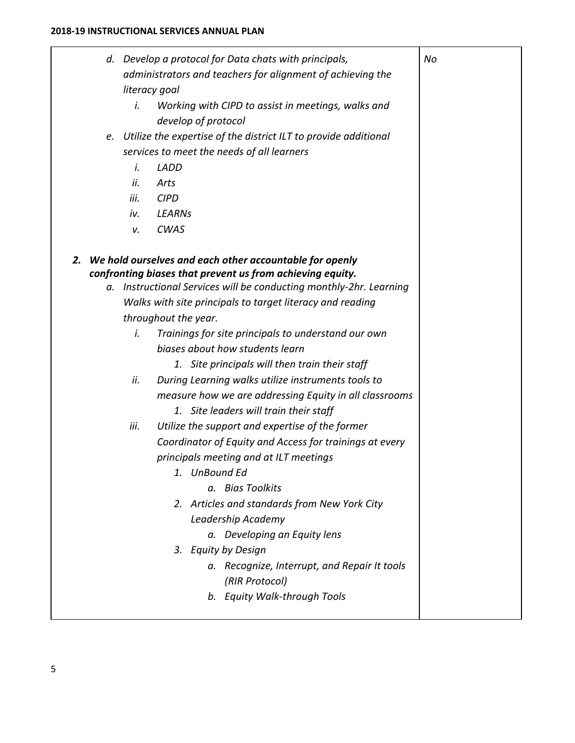| | |
|---|---|
| *d. Develop a protocol for Data chats with principals, administrators and teachers for alignment of achieving the literacy goal*<br>&nbsp;&nbsp;&nbsp;&nbsp;*i. Working with CIPD to assist in meetings, walks and develop of protocol*<br>*e. Utilize the expertise of the district ILT to provide additional services to meet the needs of all learners*<br>&nbsp;&nbsp;&nbsp;&nbsp;*i. LADD*<br>&nbsp;&nbsp;&nbsp;&nbsp;*ii. Arts*<br>&nbsp;&nbsp;&nbsp;&nbsp;*iii. CIPD*<br>&nbsp;&nbsp;&nbsp;&nbsp;*iv. LEARNs*<br>&nbsp;&nbsp;&nbsp;&nbsp;*v. CWAS*<br><br>***2. We hold ourselves and each other accountable for openly confronting biases that prevent us from achieving equity.***<br>*a. Instructional Services will be conducting monthly-2hr. Learning Walks with site principals to target literacy and reading throughout the year.*<br>&nbsp;&nbsp;&nbsp;&nbsp;*i. Trainings for site principals to understand our own biases about how students learn*<br>&nbsp;&nbsp;&nbsp;&nbsp;&nbsp;&nbsp;&nbsp;&nbsp;*1. Site principals will then train their staff*<br>&nbsp;&nbsp;&nbsp;&nbsp;*ii. During Learning walks utilize instruments tools to measure how we are addressing Equity in all classrooms*<br>&nbsp;&nbsp;&nbsp;&nbsp;&nbsp;&nbsp;&nbsp;&nbsp;*1. Site leaders will train their staff*<br>&nbsp;&nbsp;&nbsp;&nbsp;*iii. Utilize the support and expertise of the former Coordinator of Equity and Access for trainings at every principals meeting and at ILT meetings*<br>&nbsp;&nbsp;&nbsp;&nbsp;&nbsp;&nbsp;&nbsp;&nbsp;*1. UnBound Ed*<br>&nbsp;&nbsp;&nbsp;&nbsp;&nbsp;&nbsp;&nbsp;&nbsp;&nbsp;&nbsp;&nbsp;&nbsp;*a. Bias Toolkits*<br>&nbsp;&nbsp;&nbsp;&nbsp;&nbsp;&nbsp;&nbsp;&nbsp;*2. Articles and standards from New York City Leadership Academy*<br>&nbsp;&nbsp;&nbsp;&nbsp;&nbsp;&nbsp;&nbsp;&nbsp;&nbsp;&nbsp;&nbsp;&nbsp;*a. Developing an Equity lens*<br>&nbsp;&nbsp;&nbsp;&nbsp;&nbsp;&nbsp;&nbsp;&nbsp;*3. Equity by Design*<br>&nbsp;&nbsp;&nbsp;&nbsp;&nbsp;&nbsp;&nbsp;&nbsp;&nbsp;&nbsp;&nbsp;&nbsp;*a. Recognize, Interrupt, and Repair It tools (RIR Protocol)*<br>&nbsp;&nbsp;&nbsp;&nbsp;&nbsp;&nbsp;&nbsp;&nbsp;&nbsp;&nbsp;&nbsp;&nbsp;*b. Equity Walk-through Tools* | *No* |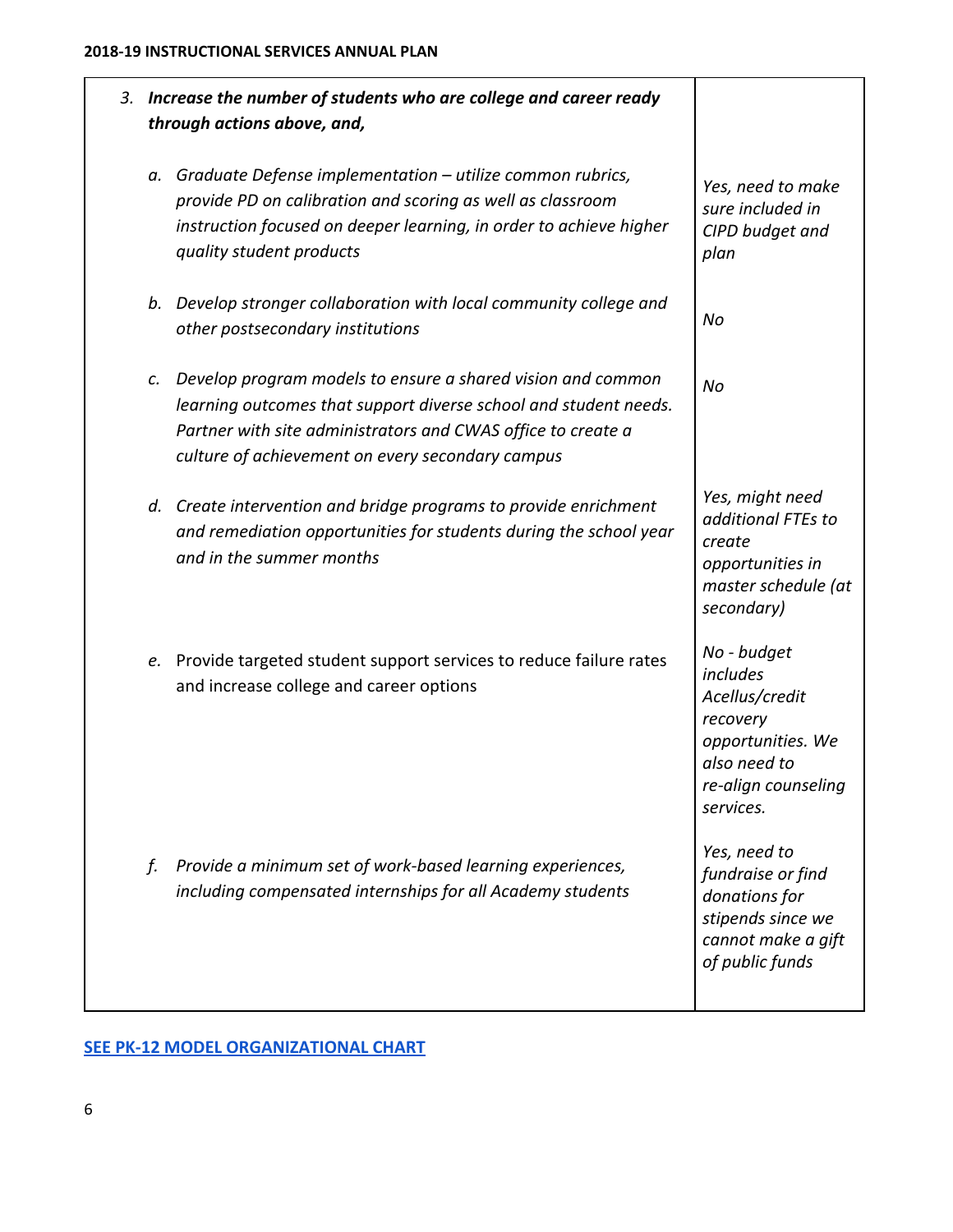| | |
|---|---|
| *3. **Increase the number of students who are college and career ready through actions above, and,*** | |
| *a. Graduate Defense implementation – utilize common rubrics, provide PD on calibration and scoring as well as classroom instruction focused on deeper learning, in order to achieve higher quality student products* | *Yes, need to make sure included in CIPD budget and plan* |
| *b. Develop stronger collaboration with local community college and other postsecondary institutions* | *No* |
| *c. Develop program models to ensure a shared vision and common learning outcomes that support diverse school and student needs. Partner with site administrators and CWAS office to create a culture of achievement on every secondary campus* | *No* |
| *d. Create intervention and bridge programs to provide enrichment and remediation opportunities for students during the school year and in the summer months* | *Yes, might need additional FTEs to create opportunities in master schedule (at secondary)* |
| *e.* Provide targeted student support services to reduce failure rates and increase college and career options | *No - budget includes Acellus/credit recovery opportunities. We also need to re-align counseling services.* |
| *f. Provide a minimum set of work-based learning experiences, including compensated internships for all Academy students* | *Yes, need to fundraise or find donations for stipends since we cannot make a gift of public funds* |

**SEE PK-12 MODEL ORGANIZATIONAL CHART**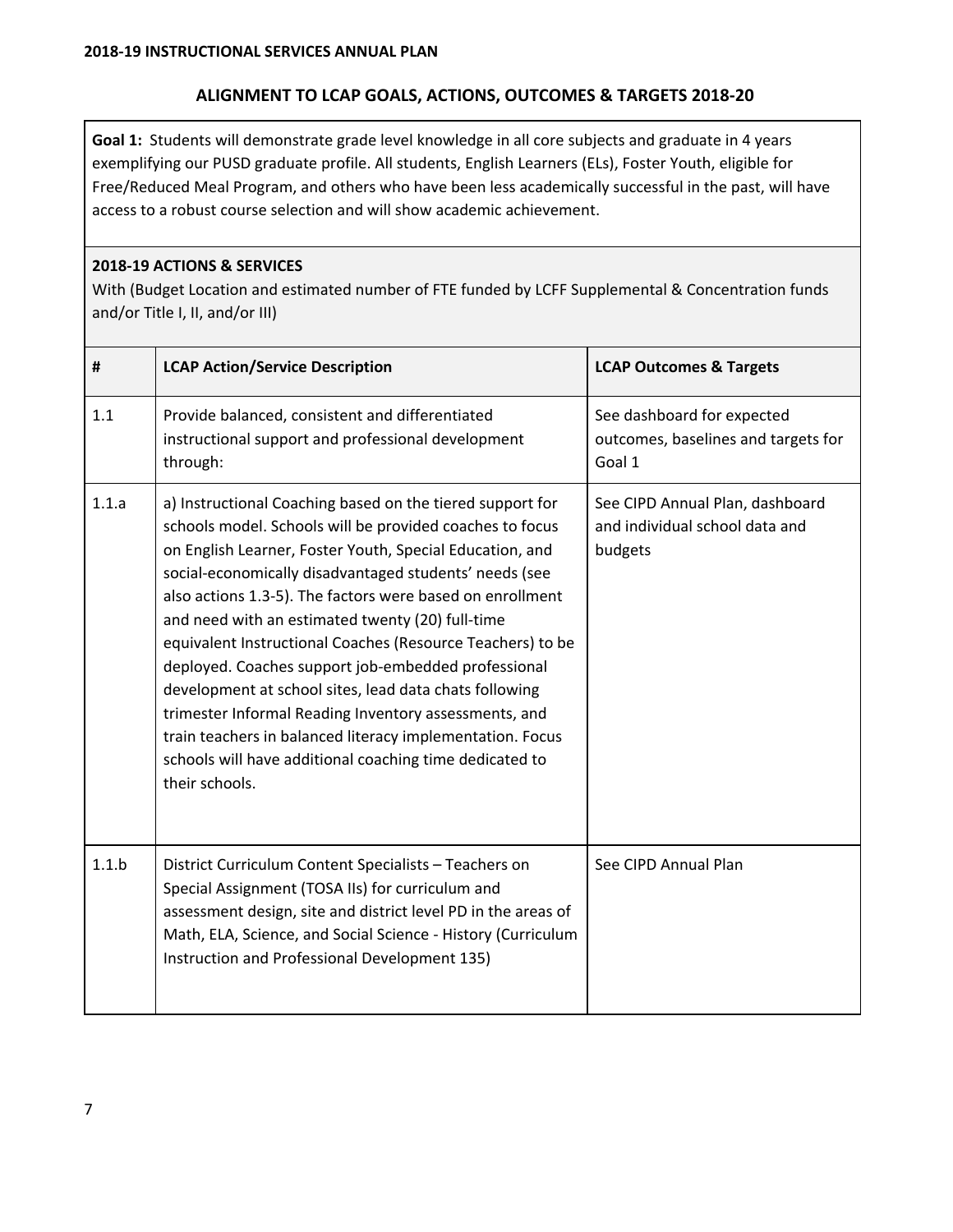## ALIGNMENT TO LCAP GOALS, ACTIONS, OUTCOMES & TARGETS 2018-20

**Goal 1:** Students will demonstrate grade level knowledge in all core subjects and graduate in 4 years exemplifying our PUSD graduate profile. All students, English Learners (ELs), Foster Youth, eligible for Free/Reduced Meal Program, and others who have been less academically successful in the past, will have access to a robust course selection and will show academic achievement.

**2018-19 ACTIONS & SERVICES**

With (Budget Location and estimated number of FTE funded by LCFF Supplemental & Concentration funds and/or Title I, II, and/or III)

| # | LCAP Action/Service Description | LCAP Outcomes & Targets |
|---|---|---|
| 1.1 | Provide balanced, consistent and differentiated instructional support and professional development through: | See dashboard for expected outcomes, baselines and targets for Goal 1 |
| 1.1.a | a) Instructional Coaching based on the tiered support for schools model. Schools will be provided coaches to focus on English Learner, Foster Youth, Special Education, and social-economically disadvantaged students' needs (see also actions 1.3-5). The factors were based on enrollment and need with an estimated twenty (20) full-time equivalent Instructional Coaches (Resource Teachers) to be deployed. Coaches support job-embedded professional development at school sites, lead data chats following trimester Informal Reading Inventory assessments, and train teachers in balanced literacy implementation. Focus schools will have additional coaching time dedicated to their schools. | See CIPD Annual Plan, dashboard and individual school data and budgets |
| 1.1.b | District Curriculum Content Specialists – Teachers on Special Assignment (TOSA IIs) for curriculum and assessment design, site and district level PD in the areas of Math, ELA, Science, and Social Science - History (Curriculum Instruction and Professional Development 135) | See CIPD Annual Plan |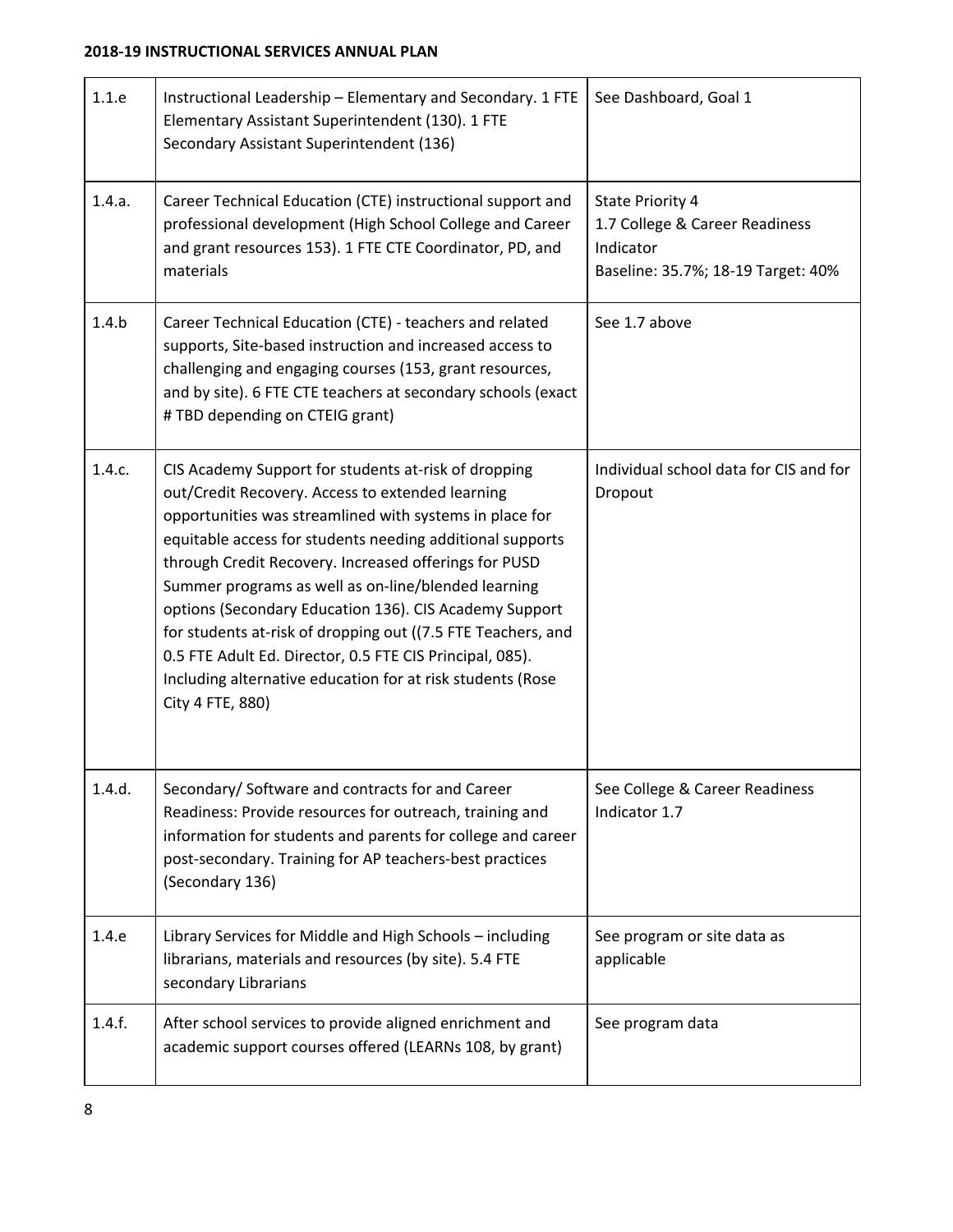| 1.1.e | Instructional Leadership – Elementary and Secondary. 1 FTE Elementary Assistant Superintendent (130). 1 FTE Secondary Assistant Superintendent (136) | See Dashboard, Goal 1 |
|---|---|---|
| 1.4.a. | Career Technical Education (CTE) instructional support and professional development (High School College and Career and grant resources 153). 1 FTE CTE Coordinator, PD, and materials | State Priority 4<br>1.7 College & Career Readiness Indicator<br>Baseline: 35.7%; 18-19 Target: 40% |
| 1.4.b | Career Technical Education (CTE) - teachers and related supports, Site-based instruction and increased access to challenging and engaging courses (153, grant resources, and by site). 6 FTE CTE teachers at secondary schools (exact # TBD depending on CTEIG grant) | See 1.7 above |
| 1.4.c. | CIS Academy Support for students at-risk of dropping out/Credit Recovery. Access to extended learning opportunities was streamlined with systems in place for equitable access for students needing additional supports through Credit Recovery. Increased offerings for PUSD Summer programs as well as on-line/blended learning options (Secondary Education 136). CIS Academy Support for students at-risk of dropping out ((7.5 FTE Teachers, and 0.5 FTE Adult Ed. Director, 0.5 FTE CIS Principal, 085). Including alternative education for at risk students (Rose City 4 FTE, 880) | Individual school data for CIS and for Dropout |
| 1.4.d. | Secondary/ Software and contracts for and Career Readiness: Provide resources for outreach, training and information for students and parents for college and career post-secondary. Training for AP teachers-best practices (Secondary 136) | See College & Career Readiness Indicator 1.7 |
| 1.4.e | Library Services for Middle and High Schools – including librarians, materials and resources (by site). 5.4 FTE secondary Librarians | See program or site data as applicable |
| 1.4.f. | After school services to provide aligned enrichment and academic support courses offered (LEARNs 108, by grant) | See program data |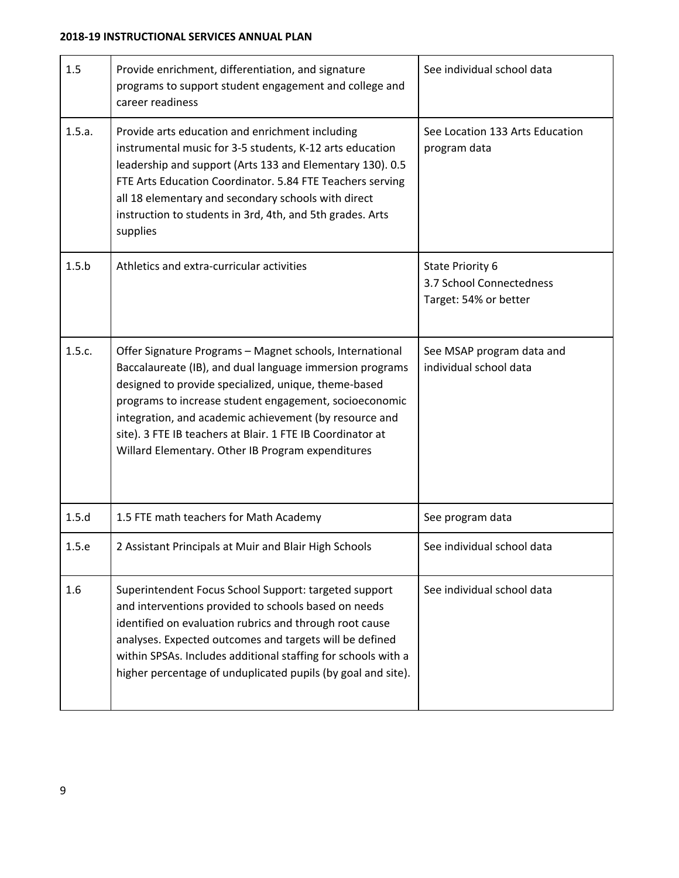| | | |
|---|---|---|
| 1.5 | Provide enrichment, differentiation, and signature programs to support student engagement and college and career readiness | See individual school data |
| 1.5.a. | Provide arts education and enrichment including instrumental music for 3-5 students, K-12 arts education leadership and support (Arts 133 and Elementary 130). 0.5 FTE Arts Education Coordinator. 5.84 FTE Teachers serving all 18 elementary and secondary schools with direct instruction to students in 3rd, 4th, and 5th grades. Arts supplies | See Location 133 Arts Education program data |
| 1.5.b | Athletics and extra-curricular activities | State Priority 6<br>3.7 School Connectedness<br>Target: 54% or better |
| 1.5.c. | Offer Signature Programs – Magnet schools, International Baccalaureate (IB), and dual language immersion programs designed to provide specialized, unique, theme-based programs to increase student engagement, socioeconomic integration, and academic achievement (by resource and site). 3 FTE IB teachers at Blair. 1 FTE IB Coordinator at Willard Elementary. Other IB Program expenditures | See MSAP program data and individual school data |
| 1.5.d | 1.5 FTE math teachers for Math Academy | See program data |
| 1.5.e | 2 Assistant Principals at Muir and Blair High Schools | See individual school data |
| 1.6 | Superintendent Focus School Support: targeted support and interventions provided to schools based on needs identified on evaluation rubrics and through root cause analyses. Expected outcomes and targets will be defined within SPSAs. Includes additional staffing for schools with a higher percentage of unduplicated pupils (by goal and site). | See individual school data |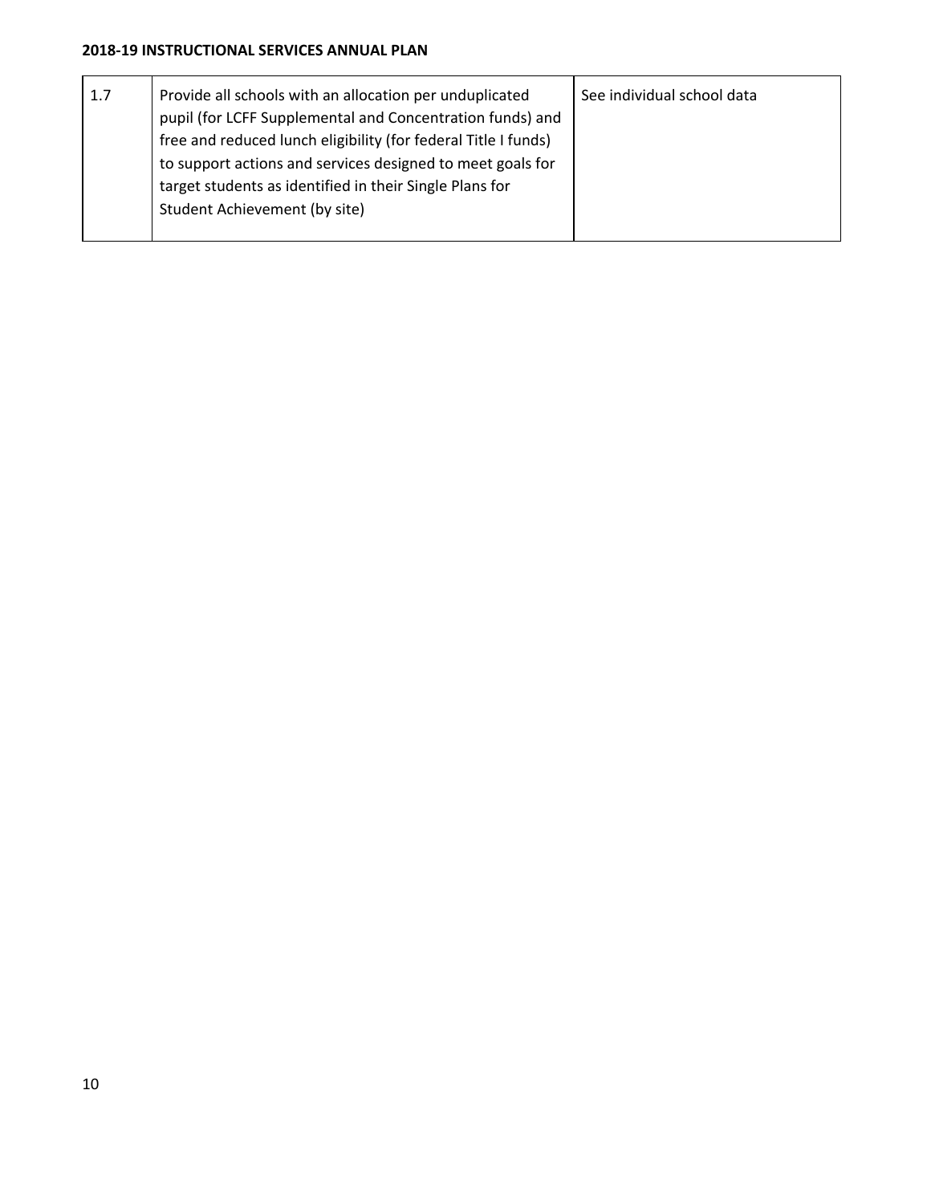| 1.7 | Provide all schools with an allocation per unduplicated pupil (for LCFF Supplemental and Concentration funds) and free and reduced lunch eligibility (for federal Title I funds) to support actions and services designed to meet goals for target students as identified in their Single Plans for Student Achievement (by site) | See individual school data |
|---|---|---|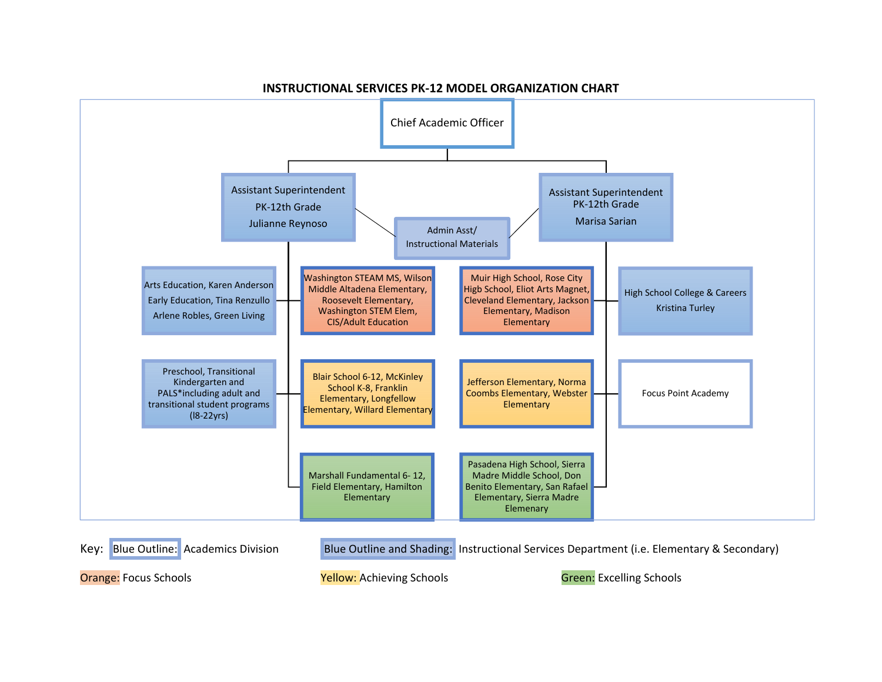## INSTRUCTIONAL SERVICES PK-12 MODEL ORGANIZATION CHART

Chief Academic Officer

Assistant Superintendent PK-12th Grade Julianne Reynoso

Admin Asst/ Instructional Materials

Assistant Superintendent PK-12th Grade Marisa Sarian

Arts Education, Karen Anderson
Early Education, Tina Renzullo
Arlene Robles, Green Living

Washington STEAM MS, Wilson Middle Altadena Elementary, Roosevelt Elementary, Washington STEM Elem, CIS/Adult Education

Muir High School, Rose City Higb School, Eliot Arts Magnet, Cleveland Elementary, Jackson Elementary, Madison Elementary

High School College & Careers
Kristina Turley

Preschool, Transitional Kindergarten and PALS*including adult and transitional student programs (l8-22yrs)

Blair School 6-12, McKinley School K-8, Franklin Elementary, Longfellow Elementary, Willard Elementary

Jefferson Elementary, Norma Coombs Elementary, Webster Elementary

Focus Point Academy

Marshall Fundamental 6- 12, Field Elementary, Hamilton Elementary

Pasadena High School, Sierra Madre Middle School, Don Benito Elementary, San Rafael Elementary, Sierra Madre Elemenary

Key: Blue Outline: Academics Division

Blue Outline and Shading: Instructional Services Department (i.e. Elementary & Secondary)

Orange: Focus Schools

Yellow: Achieving Schools

Green: Excelling Schools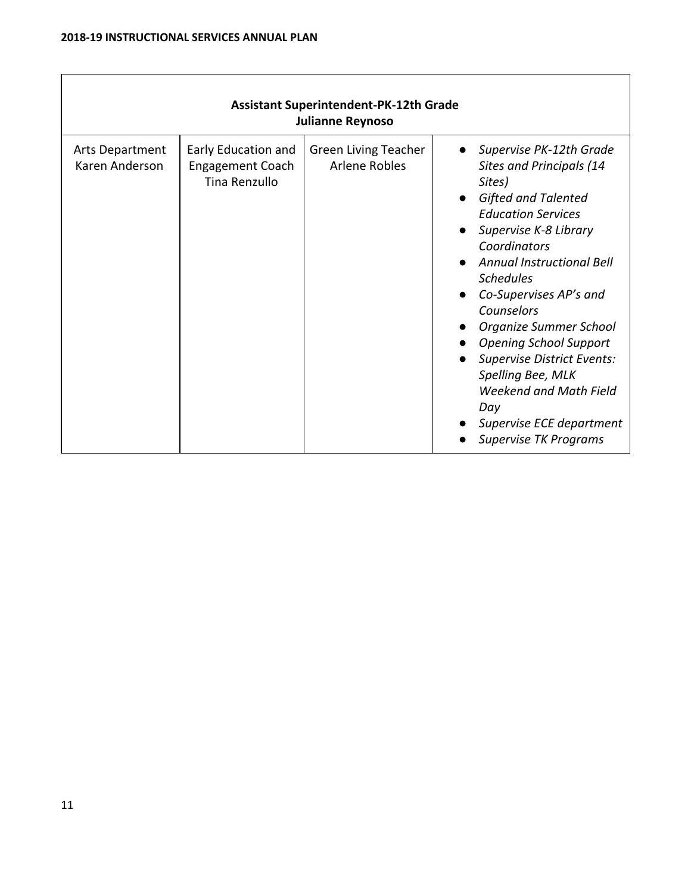| Assistant Superintendent-PK-12th Grade<br>Julianne Reynoso | | | |
|---|---|---|---|
| Arts Department<br>Karen Anderson | Early Education and Engagement Coach<br>Tina Renzullo | Green Living Teacher<br>Arlene Robles | • *Supervise PK-12th Grade Sites and Principals (14 Sites)*<br>• *Gifted and Talented Education Services*<br>• *Supervise K-8 Library Coordinators*<br>• *Annual Instructional Bell Schedules*<br>• *Co-Supervises AP's and Counselors*<br>• *Organize Summer School*<br>• *Opening School Support*<br>• *Supervise District Events: Spelling Bee, MLK Weekend and Math Field Day*<br>• *Supervise ECE department*<br>• *Supervise TK Programs* |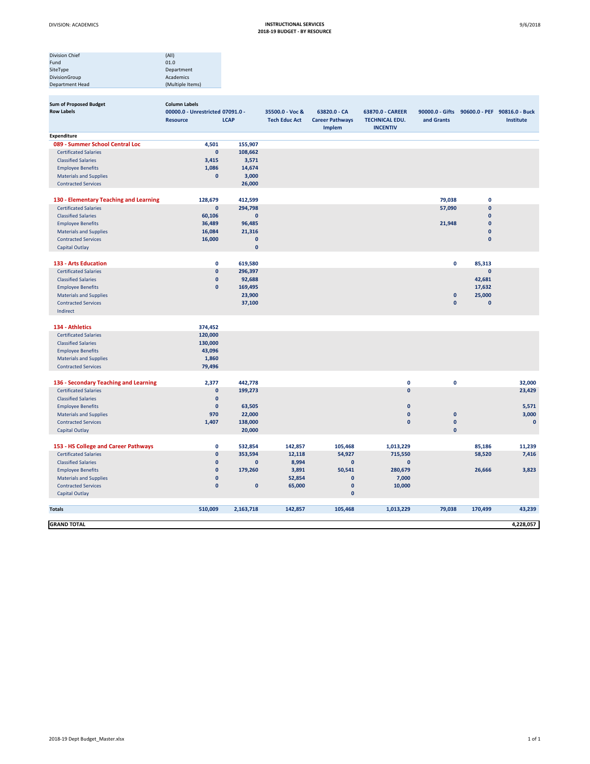**INSTRUCTIONAL SERVICES**
**2018-19 BUDGET - BY RESOURCE**

DIVISION: ACADEMICS

| | |
|---|---|
| Division Chief | (All) |
| Fund | 01.0 |
| SiteType | Department |
| DivisionGroup | Academics |
| Department Head | (Multiple Items) |

| Sum of Proposed Budget / Row Labels | Column Labels: 00000.0 - Unrestricted Resource | 07091.0 - LCAP | 35500.0 - Voc & Tech Educ Act | 63820.0 - CA Career Pathways Implem | 63870.0 - CAREER TECHNICAL EDU. INCENTIV | 90000.0 - Gifts and Grants | 90600.0 - PEF | 90816.0 - Buck Institute |
|---|---|---|---|---|---|---|---|---|
| **Expenditure** | | | | | | | | |
| **089 - Summer School Central Loc** | **4,501** | **155,907** | | | | | | |
| Certificated Salaries | 0 | 108,662 | | | | | | |
| Classified Salaries | 3,415 | 3,571 | | | | | | |
| Employee Benefits | 1,086 | 14,674 | | | | | | |
| Materials and Supplies | 0 | 3,000 | | | | | | |
| Contracted Services | | 26,000 | | | | | | |
| **130 - Elementary Teaching and Learning** | **128,679** | **412,599** | | | | **79,038** | **0** | |
| Certificated Salaries | 0 | 294,798 | | | | 57,090 | 0 | |
| Classified Salaries | 60,106 | 0 | | | | | 0 | |
| Employee Benefits | 36,489 | 96,485 | | | | 21,948 | 0 | |
| Materials and Supplies | 16,084 | 21,316 | | | | | 0 | |
| Contracted Services | 16,000 | 0 | | | | | 0 | |
| Capital Outlay | | 0 | | | | | | |
| **133 - Arts Education** | **0** | **619,580** | | | | **0** | **85,313** | |
| Certificated Salaries | 0 | 296,397 | | | | | 0 | |
| Classified Salaries | 0 | 92,688 | | | | | 42,681 | |
| Employee Benefits | 0 | 169,495 | | | | | 17,632 | |
| Materials and Supplies | | 23,900 | | | | 0 | 25,000 | |
| Contracted Services | | 37,100 | | | | 0 | 0 | |
| Indirect | | | | | | | | |
| **134 - Athletics** | **374,452** | | | | | | | |
| Certificated Salaries | 120,000 | | | | | | | |
| Classified Salaries | 130,000 | | | | | | | |
| Employee Benefits | 43,096 | | | | | | | |
| Materials and Supplies | 1,860 | | | | | | | |
| Contracted Services | 79,496 | | | | | | | |
| **136 - Secondary Teaching and Learning** | **2,377** | **442,778** | | | **0** | **0** | | **32,000** |
| Certificated Salaries | 0 | 199,273 | | | 0 | | | 23,429 |
| Classified Salaries | 0 | | | | | | | |
| Employee Benefits | 0 | 63,505 | | | 0 | | | 5,571 |
| Materials and Supplies | 970 | 22,000 | | | 0 | 0 | | 3,000 |
| Contracted Services | 1,407 | 138,000 | | | 0 | 0 | | 0 |
| Capital Outlay | | 20,000 | | | | 0 | | |
| **153 - HS College and Career Pathways** | **0** | **532,854** | **142,857** | **105,468** | **1,013,229** | | **85,186** | **11,239** |
| Certificated Salaries | 0 | 353,594 | 12,118 | 54,927 | 715,550 | | 58,520 | 7,416 |
| Classified Salaries | 0 | 0 | 8,994 | 0 | 0 | | | |
| Employee Benefits | 0 | 179,260 | 3,891 | 50,541 | 280,679 | | 26,666 | 3,823 |
| Materials and Supplies | 0 | | 52,854 | 0 | 7,000 | | | |
| Contracted Services | 0 | 0 | 65,000 | 0 | 10,000 | | | |
| Capital Outlay | | | | 0 | | | | |
| **Totals** | **510,009** | **2,163,718** | **142,857** | **105,468** | **1,013,229** | **79,038** | **170,499** | **43,239** |
| **GRAND TOTAL** | | | | | | | | **4,228,057** |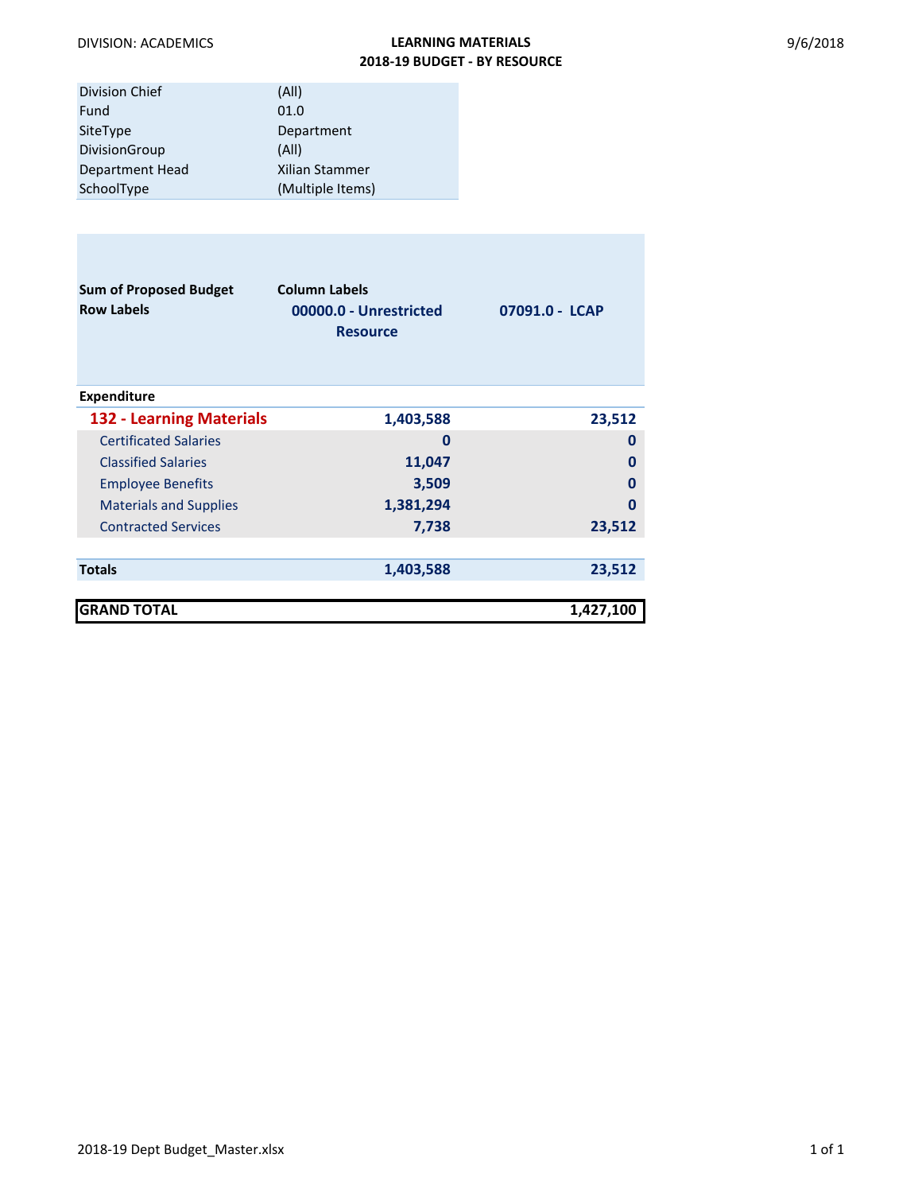DIVISION: ACADEMICS

**LEARNING MATERIALS**
**2018-19 BUDGET - BY RESOURCE**

9/6/2018

| | |
|---|---|
| Division Chief | (All) |
| Fund | 01.0 |
| SiteType | Department |
| DivisionGroup | (All) |
| Department Head | Xilian Stammer |
| SchoolType | (Multiple Items) |

| Sum of Proposed Budget<br>Row Labels | Column Labels<br>00000.0 - Unrestricted Resource | 07091.0 - LCAP |
|---|---|---|
| **Expenditure** | | |
| **132 - Learning Materials** | **1,403,588** | **23,512** |
| Certificated Salaries | 0 | 0 |
| Classified Salaries | 11,047 | 0 |
| Employee Benefits | 3,509 | 0 |
| Materials and Supplies | 1,381,294 | 0 |
| Contracted Services | 7,738 | 23,512 |
| **Totals** | **1,403,588** | **23,512** |
| **GRAND TOTAL** | | **1,427,100** |

2018-19 Dept Budget_Master.xlsx